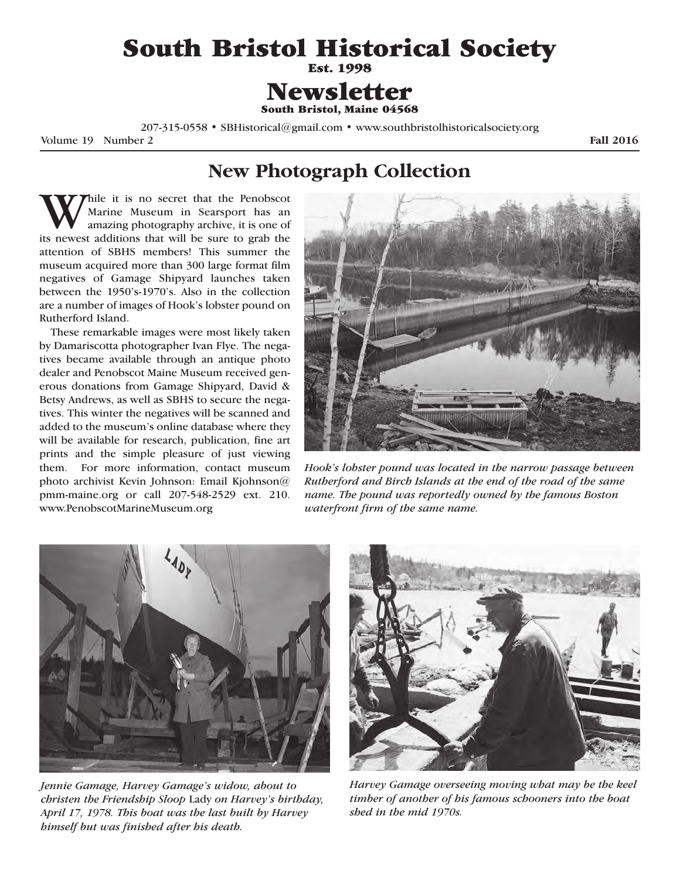# South Bristol Historical Society

**Est. 1998**

# Newsletter

**South Bristol, Maine 04568**

207-315-0558 • SBHistorical@gmail.com • www.southbristolhistoricalsociety.org

Volume 19 Number 2 **Fall 2016**

## New Photograph Collection

While it is no secret that the Penobscot Marine Museum in Searsport has an amazing photography archive, it is one of its newest additions that will be sure to grab the attention of SBHS members! This summer the museum acquired more than 300 large format film negatives of Gamage Shipyard launches taken between the 1950's-1970's. Also in the collection are a number of images of Hook's lobster pound on Rutherford Island.

These remarkable images were most likely taken by Damariscotta photographer Ivan Flye. The negatives became available through an antique photo dealer and Penobscot Maine Museum received generous donations from Gamage Shipyard, David & Betsy Andrews, as well as SBHS to secure the negatives. This winter the negatives will be scanned and added to the museum's online database where they will be available for research, publication, fine art prints and the simple pleasure of just viewing them. For more information, contact museum photo archivist Kevin Johnson: Email Kjohnson@pmm-maine.org or call 207-548-2529 ext. 210. www.PenobscotMarineMuseum.org

*Hook's lobster pound was located in the narrow passage between Rutherford and Birch Islands at the end of the road of the same name. The pound was reportedly owned by the famous Boston waterfront firm of the same name.*

*Jennie Gamage, Harvey Gamage's widow, about to christen the Friendship Sloop* Lady *on Harvey's birthday, April 17, 1978. This boat was the last built by Harvey himself but was finished after his death.*

*Harvey Gamage overseeing moving what may be the keel timber of another of his famous schooners into the boat shed in the mid 1970s.*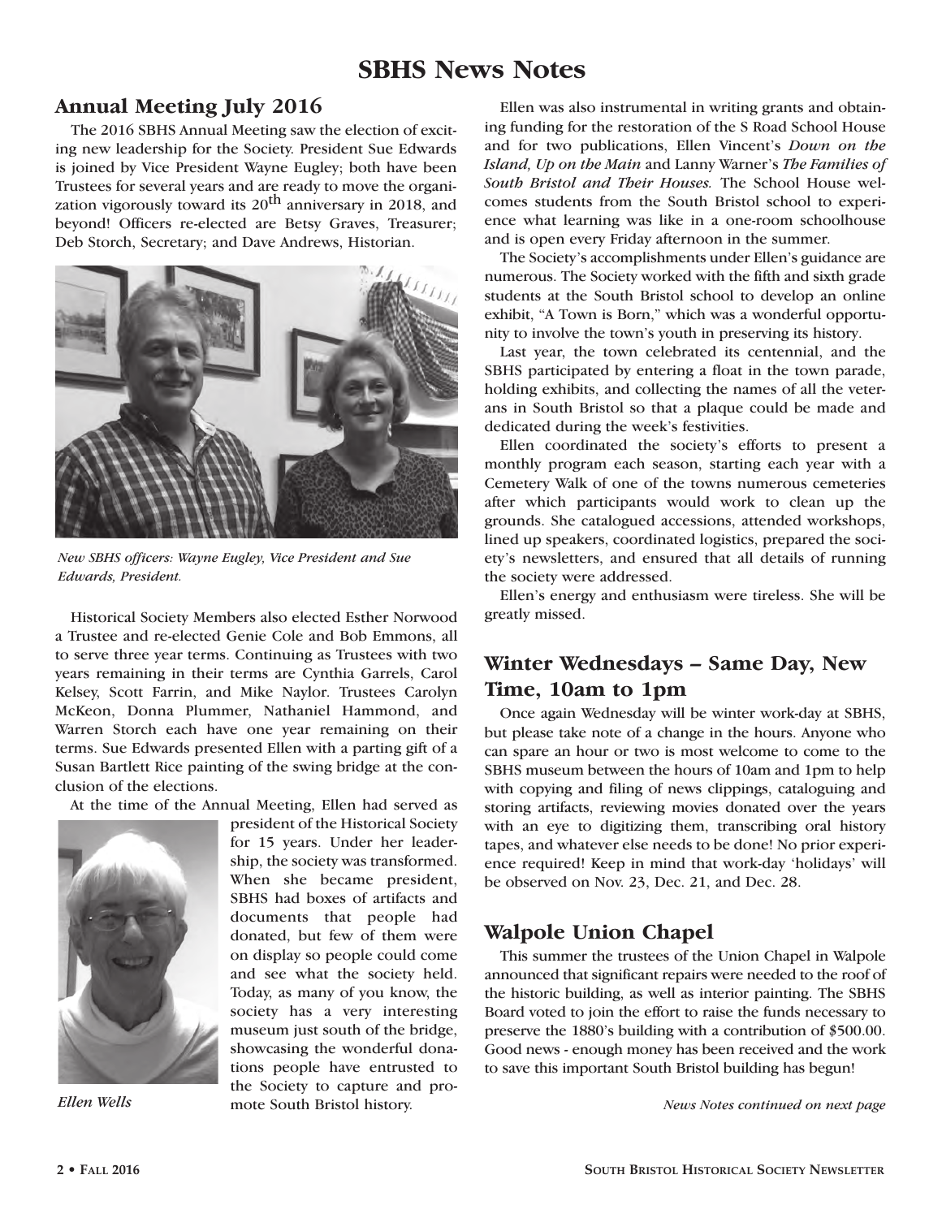# SBHS News Notes

## Annual Meeting July 2016

The 2016 SBHS Annual Meeting saw the election of exciting new leadership for the Society. President Sue Edwards is joined by Vice President Wayne Eugley; both have been Trustees for several years and are ready to move the organization vigorously toward its 20th anniversary in 2018, and beyond! Officers re-elected are Betsy Graves, Treasurer; Deb Storch, Secretary; and Dave Andrews, Historian.

*New SBHS officers: Wayne Eugley, Vice President and Sue Edwards, President.*

Historical Society Members also elected Esther Norwood a Trustee and re-elected Genie Cole and Bob Emmons, all to serve three year terms. Continuing as Trustees with two years remaining in their terms are Cynthia Garrels, Carol Kelsey, Scott Farrin, and Mike Naylor. Trustees Carolyn McKeon, Donna Plummer, Nathaniel Hammond, and Warren Storch each have one year remaining on their terms. Sue Edwards presented Ellen with a parting gift of a Susan Bartlett Rice painting of the swing bridge at the conclusion of the elections.

At the time of the Annual Meeting, Ellen had served as president of the Historical Society for 15 years. Under her leadership, the society was transformed. When she became president, SBHS had boxes of artifacts and documents that people had donated, but few of them were on display so people could come and see what the society held. Today, as many of you know, the society has a very interesting museum just south of the bridge, showcasing the wonderful donations people have entrusted to the Society to capture and promote South Bristol history.

*Ellen Wells*

Ellen was also instrumental in writing grants and obtaining funding for the restoration of the S Road School House and for two publications, Ellen Vincent's *Down on the Island, Up on the Main* and Lanny Warner's *The Families of South Bristol and Their Houses.* The School House welcomes students from the South Bristol school to experience what learning was like in a one-room schoolhouse and is open every Friday afternoon in the summer.

The Society's accomplishments under Ellen's guidance are numerous. The Society worked with the fifth and sixth grade students at the South Bristol school to develop an online exhibit, "A Town is Born," which was a wonderful opportunity to involve the town's youth in preserving its history.

Last year, the town celebrated its centennial, and the SBHS participated by entering a float in the town parade, holding exhibits, and collecting the names of all the veterans in South Bristol so that a plaque could be made and dedicated during the week's festivities.

Ellen coordinated the society's efforts to present a monthly program each season, starting each year with a Cemetery Walk of one of the towns numerous cemeteries after which participants would work to clean up the grounds. She catalogued accessions, attended workshops, lined up speakers, coordinated logistics, prepared the society's newsletters, and ensured that all details of running the society were addressed.

Ellen's energy and enthusiasm were tireless. She will be greatly missed.

## Winter Wednesdays – Same Day, New Time, 10am to 1pm

Once again Wednesday will be winter work-day at SBHS, but please take note of a change in the hours. Anyone who can spare an hour or two is most welcome to come to the SBHS museum between the hours of 10am and 1pm to help with copying and filing of news clippings, cataloguing and storing artifacts, reviewing movies donated over the years with an eye to digitizing them, transcribing oral history tapes, and whatever else needs to be done! No prior experience required! Keep in mind that work-day 'holidays' will be observed on Nov. 23, Dec. 21, and Dec. 28.

## Walpole Union Chapel

This summer the trustees of the Union Chapel in Walpole announced that significant repairs were needed to the roof of the historic building, as well as interior painting. The SBHS Board voted to join the effort to raise the funds necessary to preserve the 1880's building with a contribution of $500.00. Good news - enough money has been received and the work to save this important South Bristol building has begun!

*News Notes continued on next page*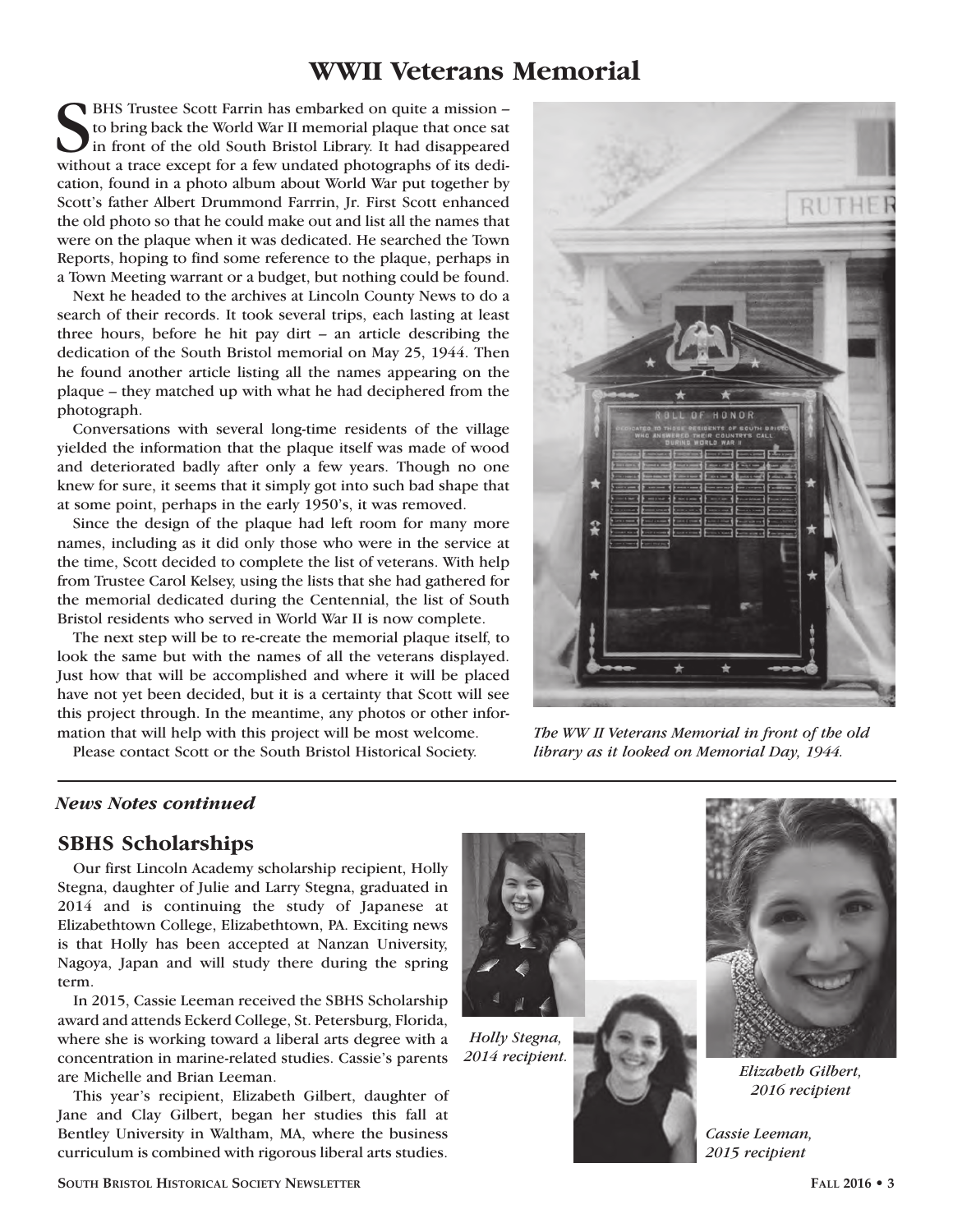# WWII Veterans Memorial

SBHS Trustee Scott Farrin has embarked on quite a mission – to bring back the World War II memorial plaque that once sat in front of the old South Bristol Library. It had disappeared without a trace except for a few undated photographs of its dedication, found in a photo album about World War put together by Scott's father Albert Drummond Farrrin, Jr. First Scott enhanced the old photo so that he could make out and list all the names that were on the plaque when it was dedicated. He searched the Town Reports, hoping to find some reference to the plaque, perhaps in a Town Meeting warrant or a budget, but nothing could be found.

Next he headed to the archives at Lincoln County News to do a search of their records. It took several trips, each lasting at least three hours, before he hit pay dirt – an article describing the dedication of the South Bristol memorial on May 25, 1944. Then he found another article listing all the names appearing on the plaque – they matched up with what he had deciphered from the photograph.

Conversations with several long-time residents of the village yielded the information that the plaque itself was made of wood and deteriorated badly after only a few years. Though no one knew for sure, it seems that it simply got into such bad shape that at some point, perhaps in the early 1950's, it was removed.

Since the design of the plaque had left room for many more names, including as it did only those who were in the service at the time, Scott decided to complete the list of veterans. With help from Trustee Carol Kelsey, using the lists that she had gathered for the memorial dedicated during the Centennial, the list of South Bristol residents who served in World War II is now complete.

The next step will be to re-create the memorial plaque itself, to look the same but with the names of all the veterans displayed. Just how that will be accomplished and where it will be placed have not yet been decided, but it is a certainty that Scott will see this project through. In the meantime, any photos or other information that will help with this project will be most welcome.

Please contact Scott or the South Bristol Historical Society.

*The WW II Veterans Memorial in front of the old library as it looked on Memorial Day, 1944.*

***News Notes continued***

## SBHS Scholarships

Our first Lincoln Academy scholarship recipient, Holly Stegna, daughter of Julie and Larry Stegna, graduated in 2014 and is continuing the study of Japanese at Elizabethtown College, Elizabethtown, PA. Exciting news is that Holly has been accepted at Nanzan University, Nagoya, Japan and will study there during the spring term.

In 2015, Cassie Leeman received the SBHS Scholarship award and attends Eckerd College, St. Petersburg, Florida, where she is working toward a liberal arts degree with a concentration in marine-related studies. Cassie's parents are Michelle and Brian Leeman.

This year's recipient, Elizabeth Gilbert, daughter of Jane and Clay Gilbert, began her studies this fall at Bentley University in Waltham, MA, where the business curriculum is combined with rigorous liberal arts studies.

*Holly Stegna, 2014 recipient.*

*Elizabeth Gilbert, 2016 recipient*

*Cassie Leeman, 2015 recipient*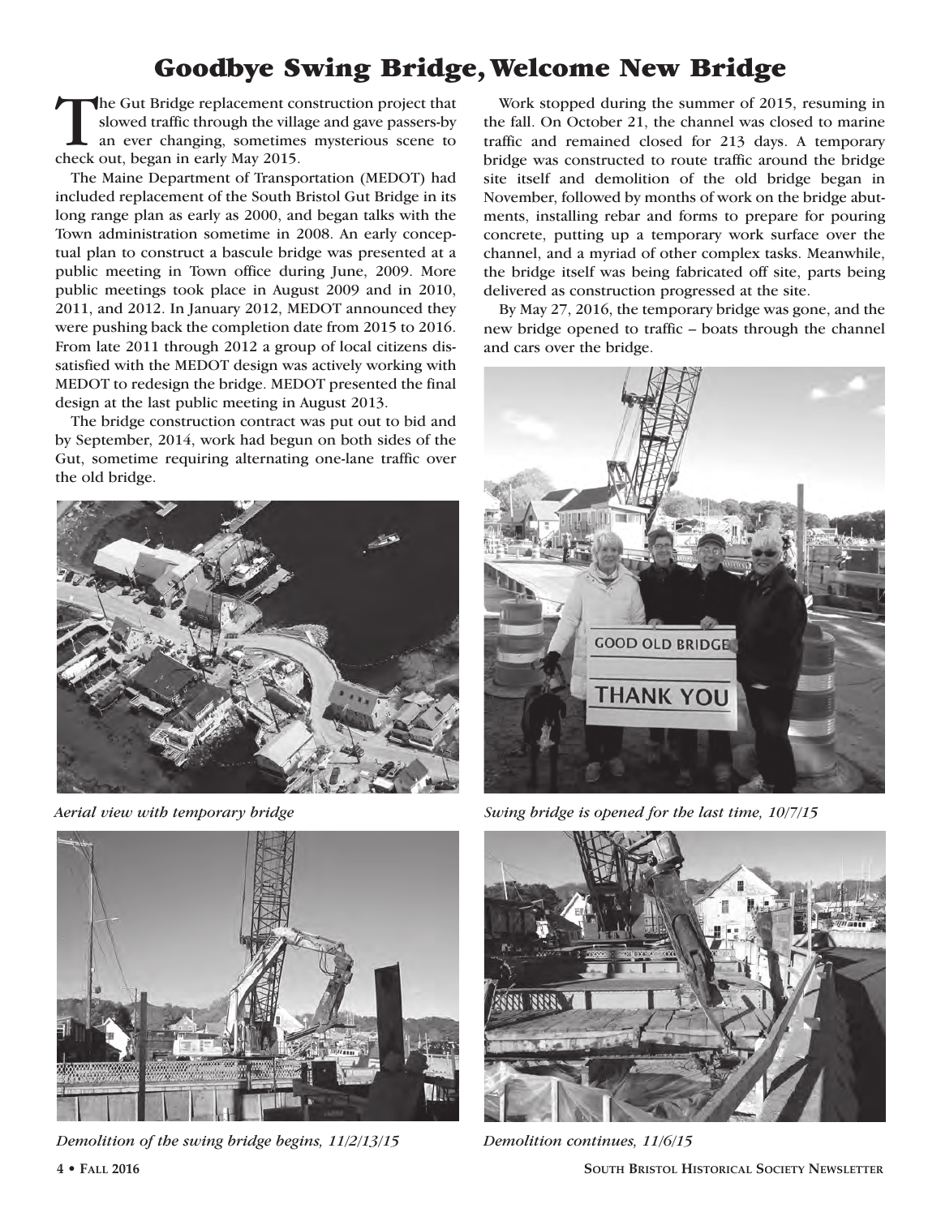# Goodbye Swing Bridge, Welcome New Bridge

The Gut Bridge replacement construction project that slowed traffic through the village and gave passers-by an ever changing, sometimes mysterious scene to check out, began in early May 2015.

The Maine Department of Transportation (MEDOT) had included replacement of the South Bristol Gut Bridge in its long range plan as early as 2000, and began talks with the Town administration sometime in 2008. An early conceptual plan to construct a bascule bridge was presented at a public meeting in Town office during June, 2009. More public meetings took place in August 2009 and in 2010, 2011, and 2012. In January 2012, MEDOT announced they were pushing back the completion date from 2015 to 2016. From late 2011 through 2012 a group of local citizens dissatisfied with the MEDOT design was actively working with MEDOT to redesign the bridge. MEDOT presented the final design at the last public meeting in August 2013.

The bridge construction contract was put out to bid and by September, 2014, work had begun on both sides of the Gut, sometime requiring alternating one-lane traffic over the old bridge.

Work stopped during the summer of 2015, resuming in the fall. On October 21, the channel was closed to marine traffic and remained closed for 213 days. A temporary bridge was constructed to route traffic around the bridge site itself and demolition of the old bridge began in November, followed by months of work on the bridge abutments, installing rebar and forms to prepare for pouring concrete, putting up a temporary work surface over the channel, and a myriad of other complex tasks. Meanwhile, the bridge itself was being fabricated off site, parts being delivered as construction progressed at the site.

By May 27, 2016, the temporary bridge was gone, and the new bridge opened to traffic – boats through the channel and cars over the bridge.

*Aerial view with temporary bridge*

*Swing bridge is opened for the last time, 10/7/15*

*Demolition of the swing bridge begins, 11/2/13/15*

*Demolition continues, 11/6/15*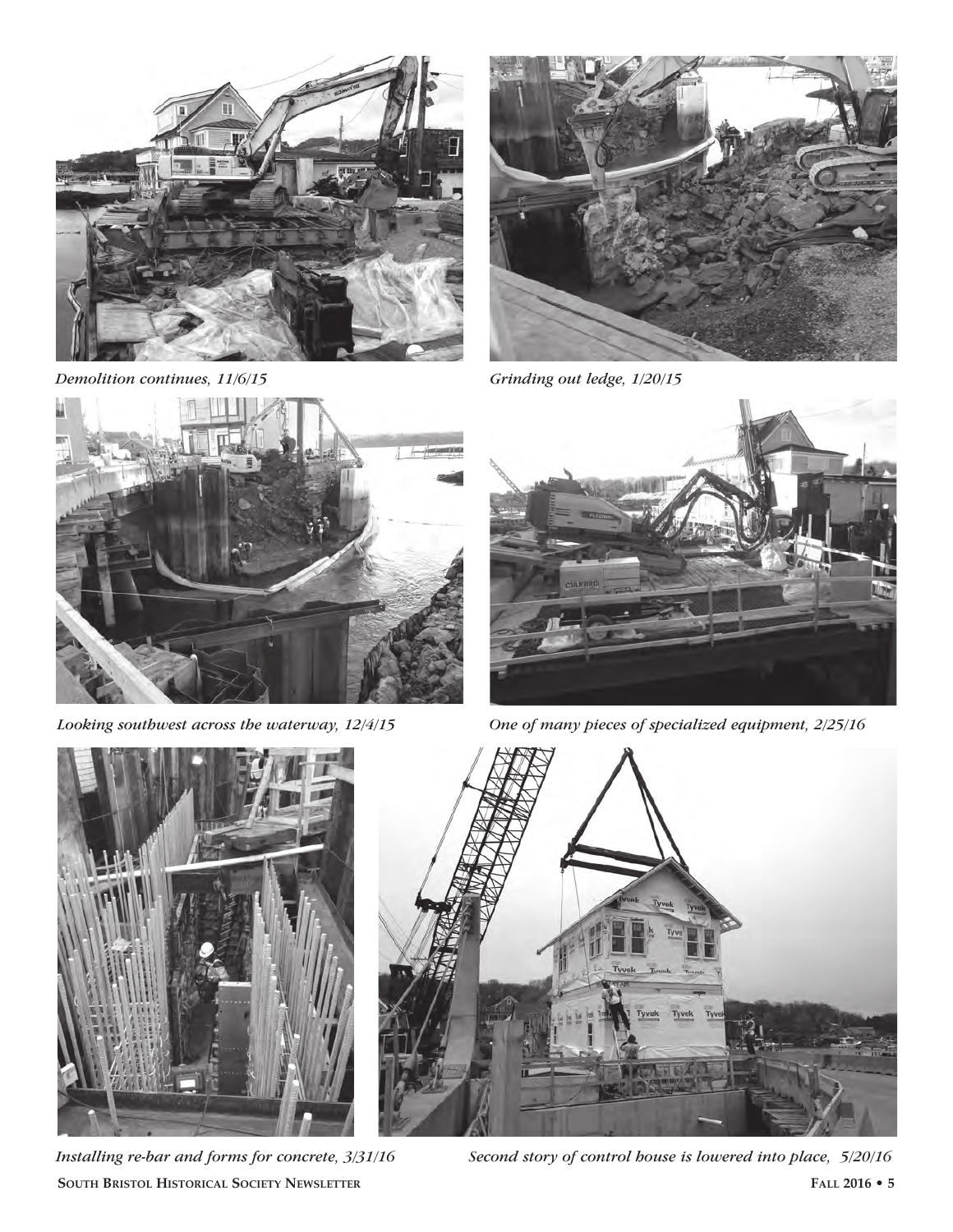*Demolition continues, 11/6/15*

*Grinding out ledge, 1/20/15*

*Looking southwest across the waterway, 12/4/15*

*One of many pieces of specialized equipment, 2/25/16*

*Installing re-bar and forms for concrete, 3/31/16*

*Second story of control house is lowered into place, 5/20/16*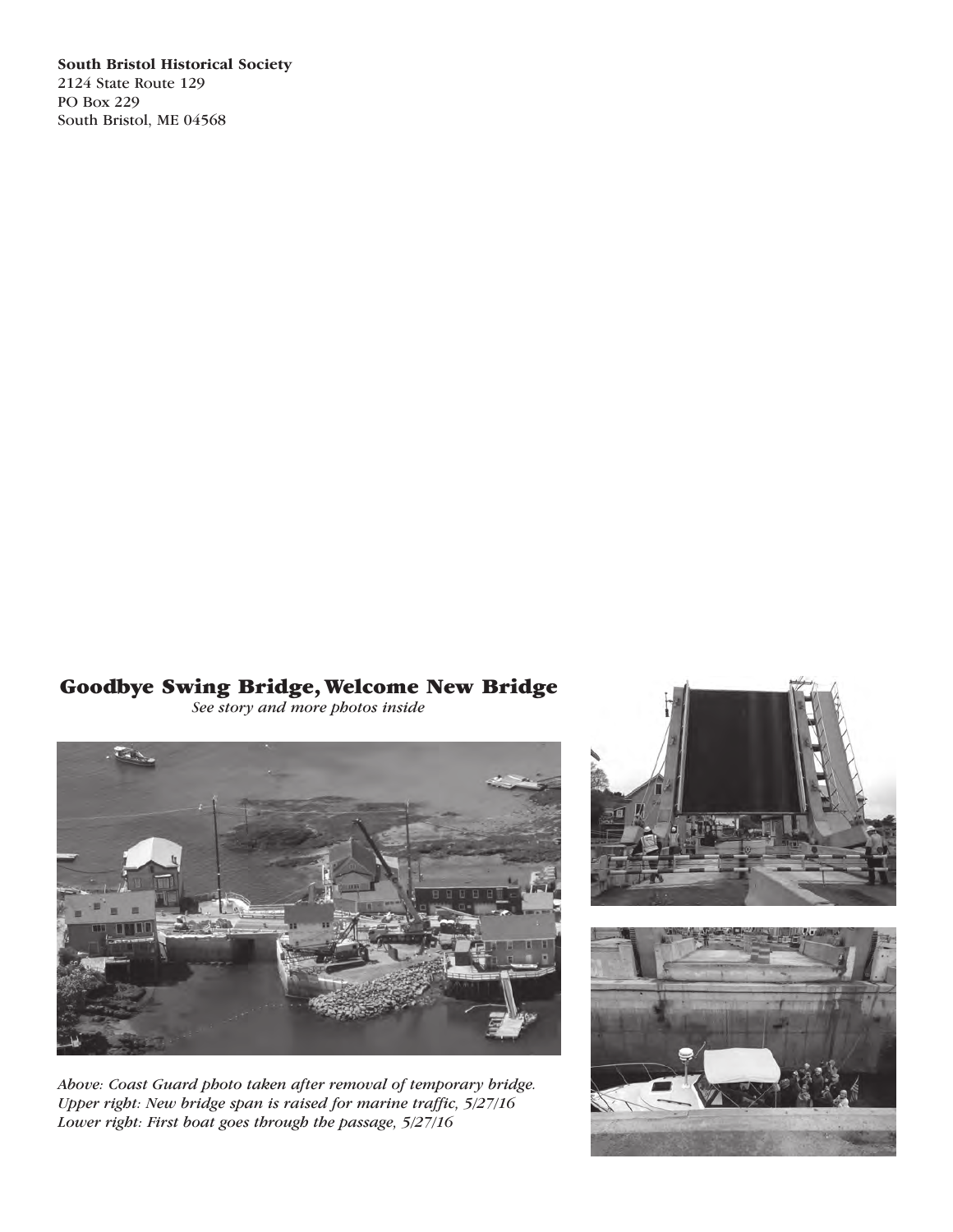**South Bristol Historical Society**
2124 State Route 129
PO Box 229
South Bristol, ME 04568

## Goodbye Swing Bridge, Welcome New Bridge

*See story and more photos inside*

*Above: Coast Guard photo taken after removal of temporary bridge.*
*Upper right: New bridge span is raised for marine traffic, 5/27/16*
*Lower right: First boat goes through the passage, 5/27/16*